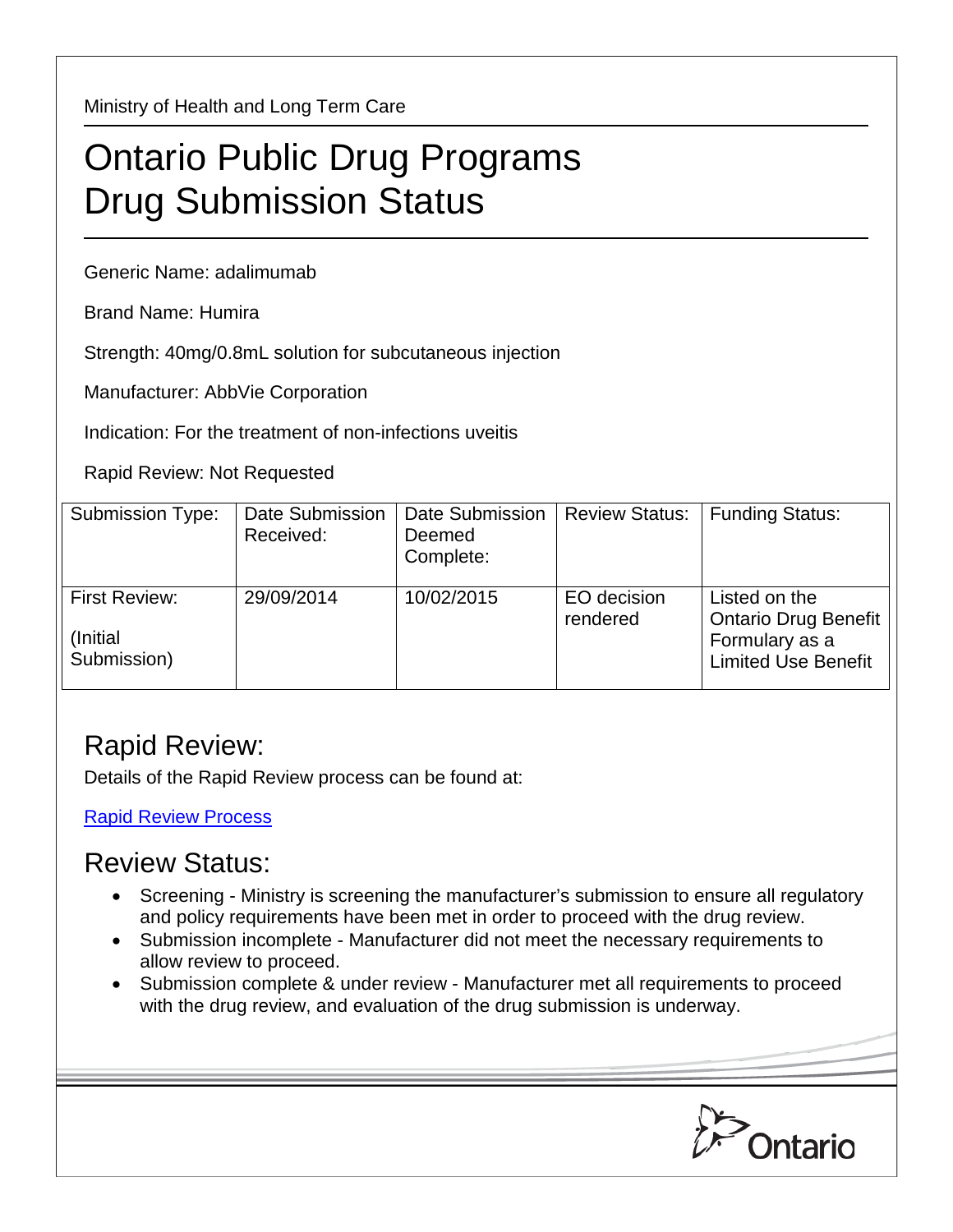Ministry of Health and Long Term Care

# Ontario Public Drug Programs Drug Submission Status

Generic Name: adalimumab

Brand Name: Humira

Strength: 40mg/0.8mL solution for subcutaneous injection

Manufacturer: AbbVie Corporation

Indication: For the treatment of non-infections uveitis

Rapid Review: Not Requested

| Submission Type: | Date Submission Received: | Date Submission Deemed Complete: | Review Status: | Funding Status: |
|---|---|---|---|---|
| First Review: (Initial Submission) | 29/09/2014 | 10/02/2015 | EO decision rendered | Listed on the Ontario Drug Benefit Formulary as a Limited Use Benefit |

## Rapid Review:

Details of the Rapid Review process can be found at:

Rapid Review Process

## Review Status:

- Screening - Ministry is screening the manufacturer's submission to ensure all regulatory and policy requirements have been met in order to proceed with the drug review.
- Submission incomplete - Manufacturer did not meet the necessary requirements to allow review to proceed.
- Submission complete & under review - Manufacturer met all requirements to proceed with the drug review, and evaluation of the drug submission is underway.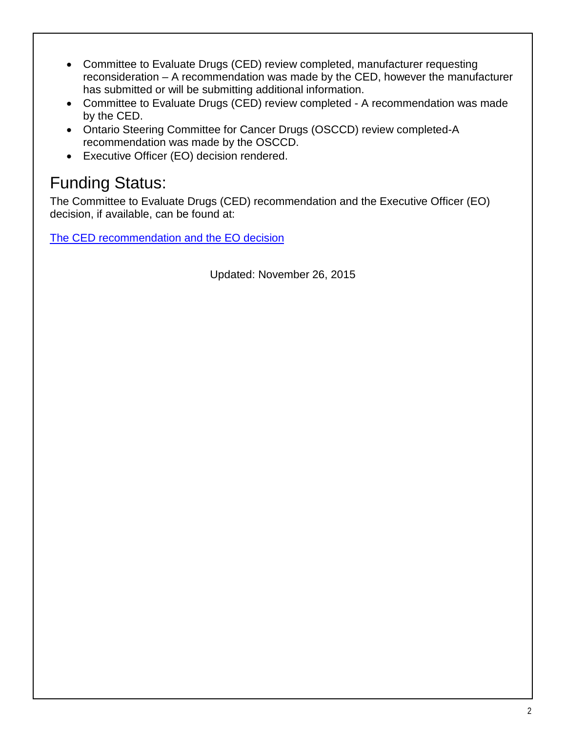- Committee to Evaluate Drugs (CED) review completed, manufacturer requesting reconsideration – A recommendation was made by the CED, however the manufacturer has submitted or will be submitting additional information.
- Committee to Evaluate Drugs (CED) review completed - A recommendation was made by the CED.
- Ontario Steering Committee for Cancer Drugs (OSCCD) review completed-A recommendation was made by the OSCCD.
- Executive Officer (EO) decision rendered.

## Funding Status:

The Committee to Evaluate Drugs (CED) recommendation and the Executive Officer (EO) decision, if available, can be found at:

The CED recommendation and the EO decision

Updated: November 26, 2015